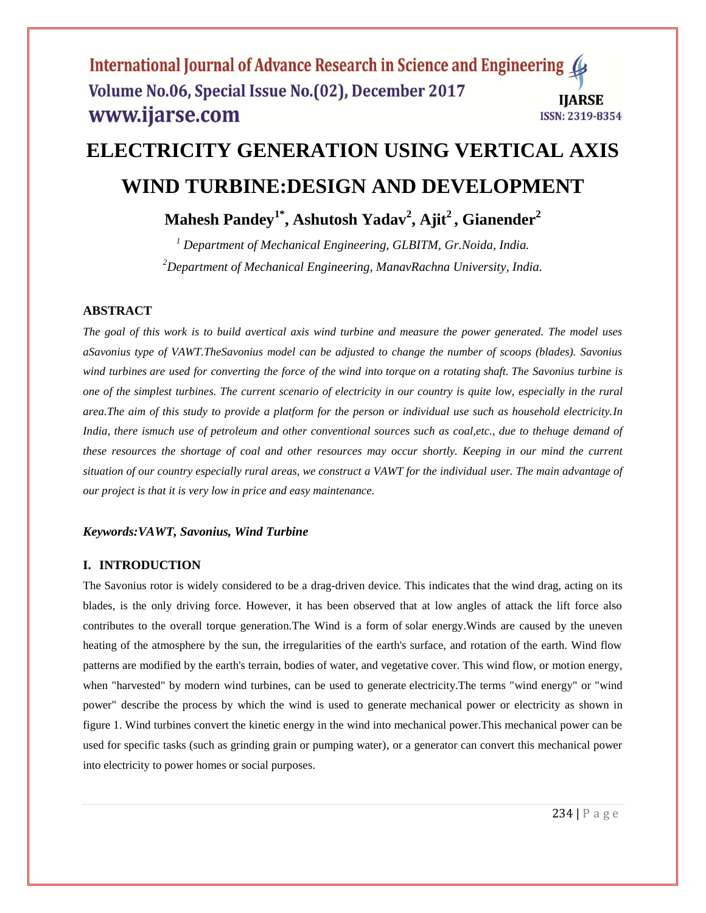# ELECTRICITY GENERATION USING VERTICAL AXIS WIND TURBINE:DESIGN AND DEVELOPMENT

**Mahesh Pandey[1*], Ashutosh Yadav[2], Ajit[2], Gianender[2]**

*[1] Department of Mechanical Engineering, GLBITM, Gr.Noida, India.*

*[2]Department of Mechanical Engineering, ManavRachna University, India.*

## ABSTRACT

*The goal of this work is to build avertical axis wind turbine and measure the power generated. The model uses aSavonius type of VAWT.TheSavonius model can be adjusted to change the number of scoops (blades). Savonius wind turbines are used for converting the force of the wind into torque on a rotating shaft. The Savonius turbine is one of the simplest turbines. The current scenario of electricity in our country is quite low, especially in the rural area.The aim of this study to provide a platform for the person or individual use such as household electricity.In India, there ismuch use of petroleum and other conventional sources such as coal,etc., due to thehuge demand of these resources the shortage of coal and other resources may occur shortly. Keeping in our mind the current situation of our country especially rural areas, we construct a VAWT for the individual user. The main advantage of our project is that it is very low in price and easy maintenance.*

***Keywords:VAWT, Savonius, Wind Turbine***

## I. INTRODUCTION

The Savonius rotor is widely considered to be a drag-driven device. This indicates that the wind drag, acting on its blades, is the only driving force. However, it has been observed that at low angles of attack the lift force also contributes to the overall torque generation.The Wind is a form of solar energy.Winds are caused by the uneven heating of the atmosphere by the sun, the irregularities of the earth's surface, and rotation of the earth. Wind flow patterns are modified by the earth's terrain, bodies of water, and vegetative cover. This wind flow, or motion energy, when "harvested" by modern wind turbines, can be used to generate electricity.The terms "wind energy" or "wind power" describe the process by which the wind is used to generate mechanical power or electricity as shown in figure 1. Wind turbines convert the kinetic energy in the wind into mechanical power.This mechanical power can be used for specific tasks (such as grinding grain or pumping water), or a generator can convert this mechanical power into electricity to power homes or social purposes.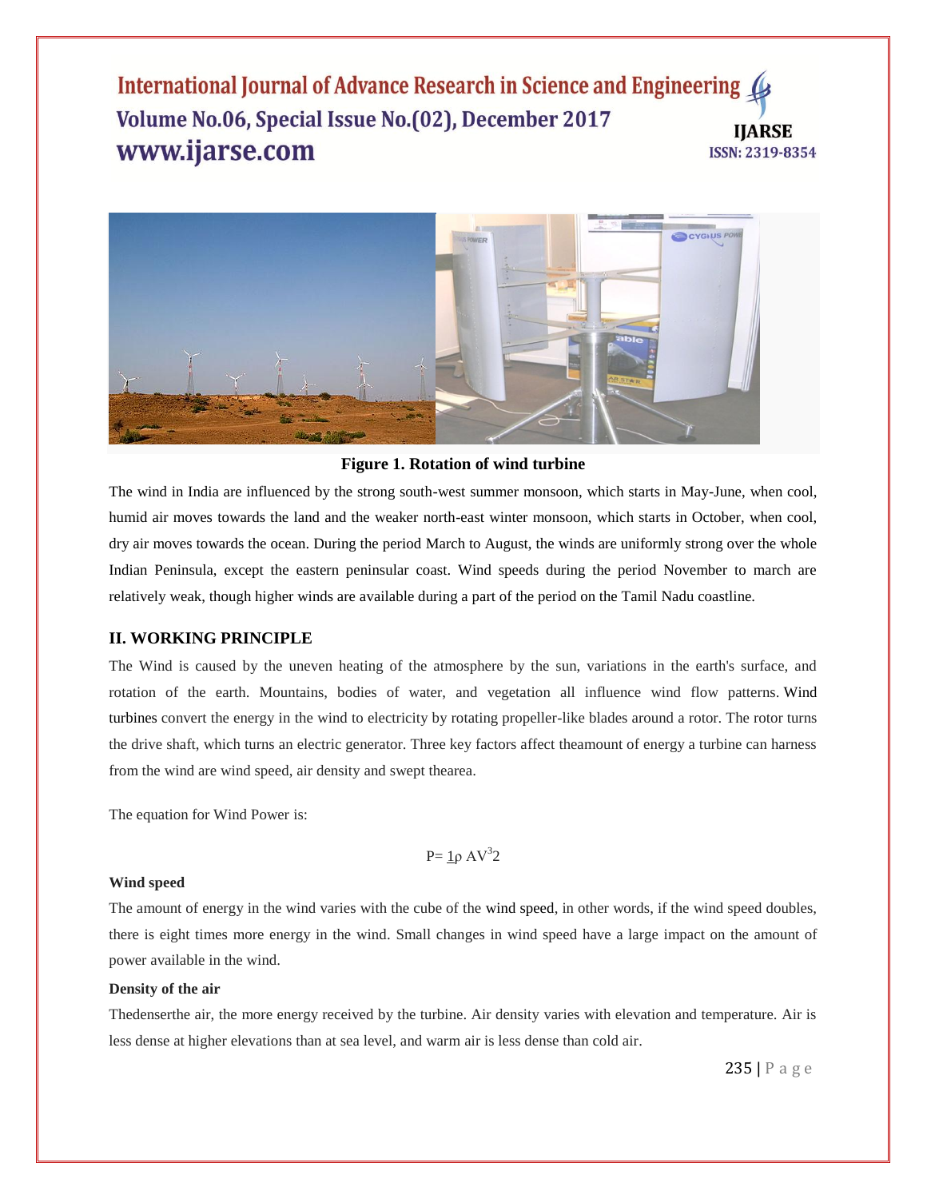**Figure 1. Rotation of wind turbine**

The wind in India are influenced by the strong south-west summer monsoon, which starts in May-June, when cool, humid air moves towards the land and the weaker north-east winter monsoon, which starts in October, when cool, dry air moves towards the ocean. During the period March to August, the winds are uniformly strong over the whole Indian Peninsula, except the eastern peninsular coast. Wind speeds during the period November to march are relatively weak, though higher winds are available during a part of the period on the Tamil Nadu coastline.

## II. WORKING PRINCIPLE

The Wind is caused by the uneven heating of the atmosphere by the sun, variations in the earth's surface, and rotation of the earth. Mountains, bodies of water, and vegetation all influence wind flow patterns. Wind turbines convert the energy in the wind to electricity by rotating propeller-like blades around a rotor. The rotor turns the drive shaft, which turns an electric generator. Three key factors affect theamount of energy a turbine can harness from the wind are wind speed, air density and swept thearea.

The equation for Wind Power is:

$$P = \frac{1}{2} \rho A V^3$$

**Wind speed**

The amount of energy in the wind varies with the cube of the wind speed, in other words, if the wind speed doubles, there is eight times more energy in the wind. Small changes in wind speed have a large impact on the amount of power available in the wind.

**Density of the air**

Thedenserthe air, the more energy received by the turbine. Air density varies with elevation and temperature. Air is less dense at higher elevations than at sea level, and warm air is less dense than cold air.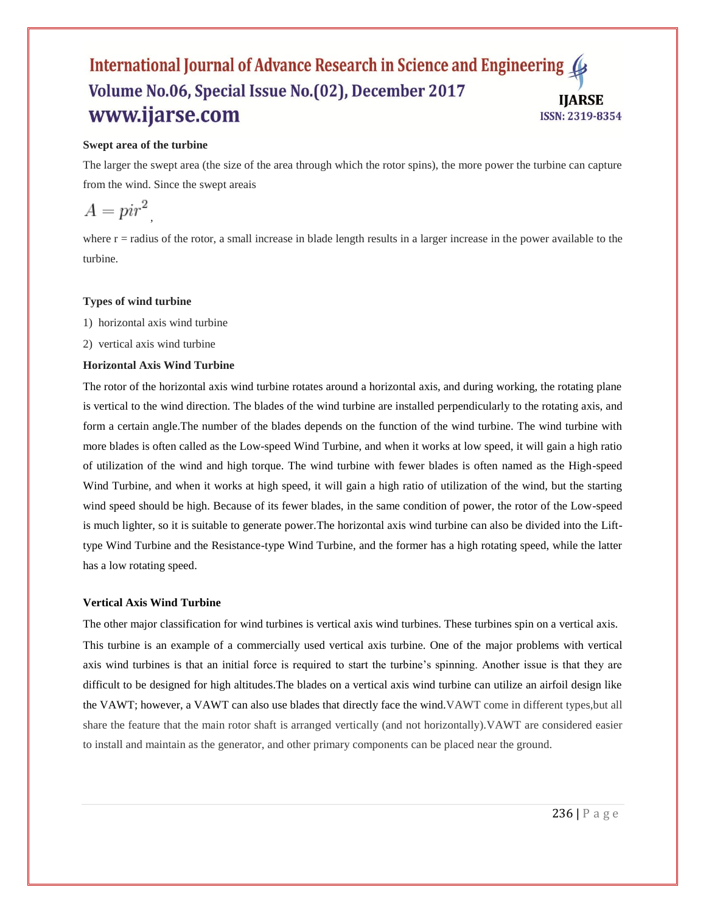**Swept area of the turbine**

The larger the swept area (the size of the area through which the rotor spins), the more power the turbine can capture from the wind. Since the swept areais

$$A = pir^2,$$

where r = radius of the rotor, a small increase in blade length results in a larger increase in the power available to the turbine.

**Types of wind turbine**

1) horizontal axis wind turbine
2) vertical axis wind turbine

**Horizontal Axis Wind Turbine**

The rotor of the horizontal axis wind turbine rotates around a horizontal axis, and during working, the rotating plane is vertical to the wind direction. The blades of the wind turbine are installed perpendicularly to the rotating axis, and form a certain angle.The number of the blades depends on the function of the wind turbine. The wind turbine with more blades is often called as the Low-speed Wind Turbine, and when it works at low speed, it will gain a high ratio of utilization of the wind and high torque. The wind turbine with fewer blades is often named as the High-speed Wind Turbine, and when it works at high speed, it will gain a high ratio of utilization of the wind, but the starting wind speed should be high. Because of its fewer blades, in the same condition of power, the rotor of the Low-speed is much lighter, so it is suitable to generate power.The horizontal axis wind turbine can also be divided into the Lift-type Wind Turbine and the Resistance-type Wind Turbine, and the former has a high rotating speed, while the latter has a low rotating speed.

**Vertical Axis Wind Turbine**

The other major classification for wind turbines is vertical axis wind turbines. These turbines spin on a vertical axis. This turbine is an example of a commercially used vertical axis turbine. One of the major problems with vertical axis wind turbines is that an initial force is required to start the turbine's spinning. Another issue is that they are difficult to be designed for high altitudes.The blades on a vertical axis wind turbine can utilize an airfoil design like the VAWT; however, a VAWT can also use blades that directly face the wind.VAWT come in different types,but all share the feature that the main rotor shaft is arranged vertically (and not horizontally).VAWT are considered easier to install and maintain as the generator, and other primary components can be placed near the ground.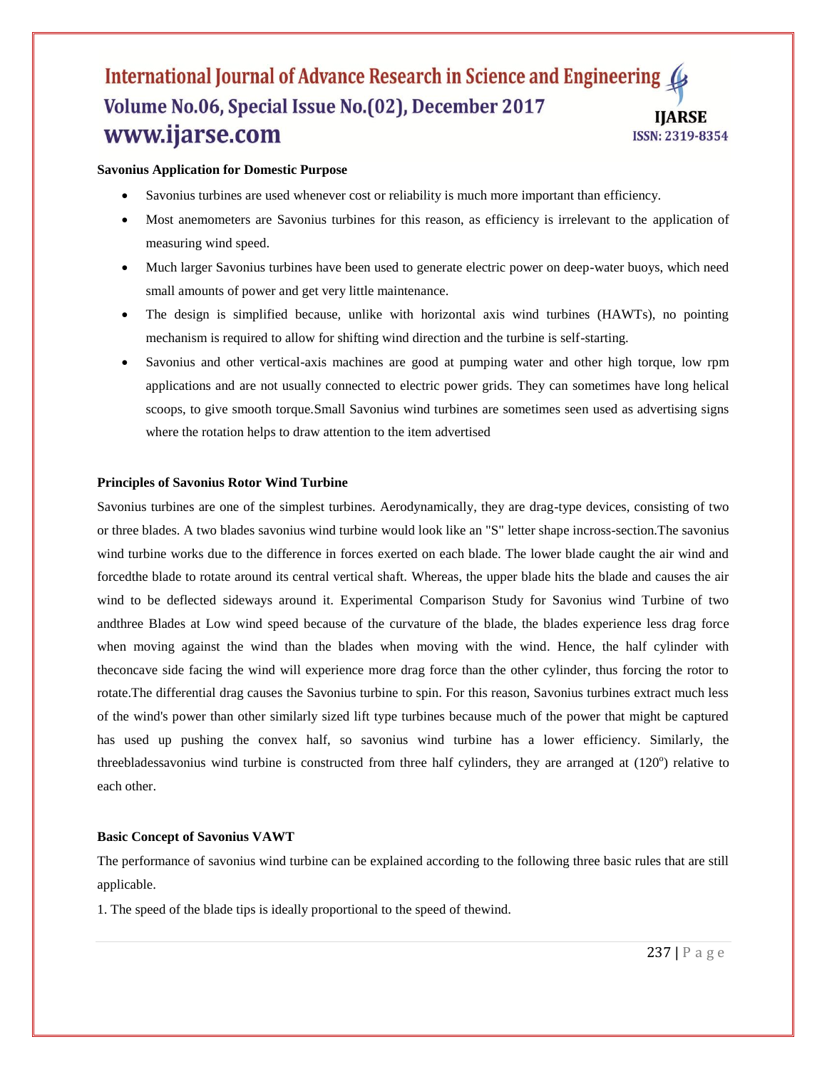**Savonius Application for Domestic Purpose**

- Savonius turbines are used whenever cost or reliability is much more important than efficiency.
- Most anemometers are Savonius turbines for this reason, as efficiency is irrelevant to the application of measuring wind speed.
- Much larger Savonius turbines have been used to generate electric power on deep-water buoys, which need small amounts of power and get very little maintenance.
- The design is simplified because, unlike with horizontal axis wind turbines (HAWTs), no pointing mechanism is required to allow for shifting wind direction and the turbine is self-starting.
- Savonius and other vertical-axis machines are good at pumping water and other high torque, low rpm applications and are not usually connected to electric power grids. They can sometimes have long helical scoops, to give smooth torque.Small Savonius wind turbines are sometimes seen used as advertising signs where the rotation helps to draw attention to the item advertised

**Principles of Savonius Rotor Wind Turbine**

Savonius turbines are one of the simplest turbines. Aerodynamically, they are drag-type devices, consisting of two or three blades. A two blades savonius wind turbine would look like an "S" letter shape incross-section.The savonius wind turbine works due to the difference in forces exerted on each blade. The lower blade caught the air wind and forcedthe blade to rotate around its central vertical shaft. Whereas, the upper blade hits the blade and causes the air wind to be deflected sideways around it. Experimental Comparison Study for Savonius wind Turbine of two andthree Blades at Low wind speed because of the curvature of the blade, the blades experience less drag force when moving against the wind than the blades when moving with the wind. Hence, the half cylinder with theconcave side facing the wind will experience more drag force than the other cylinder, thus forcing the rotor to rotate.The differential drag causes the Savonius turbine to spin. For this reason, Savonius turbines extract much less of the wind's power than other similarly sized lift type turbines because much of the power that might be captured has used up pushing the convex half, so savonius wind turbine has a lower efficiency. Similarly, the threebladessavonius wind turbine is constructed from three half cylinders, they are arranged at ($120^o$) relative to each other.

**Basic Concept of Savonius VAWT**

The performance of savonius wind turbine can be explained according to the following three basic rules that are still applicable.

1. The speed of the blade tips is ideally proportional to the speed of thewind.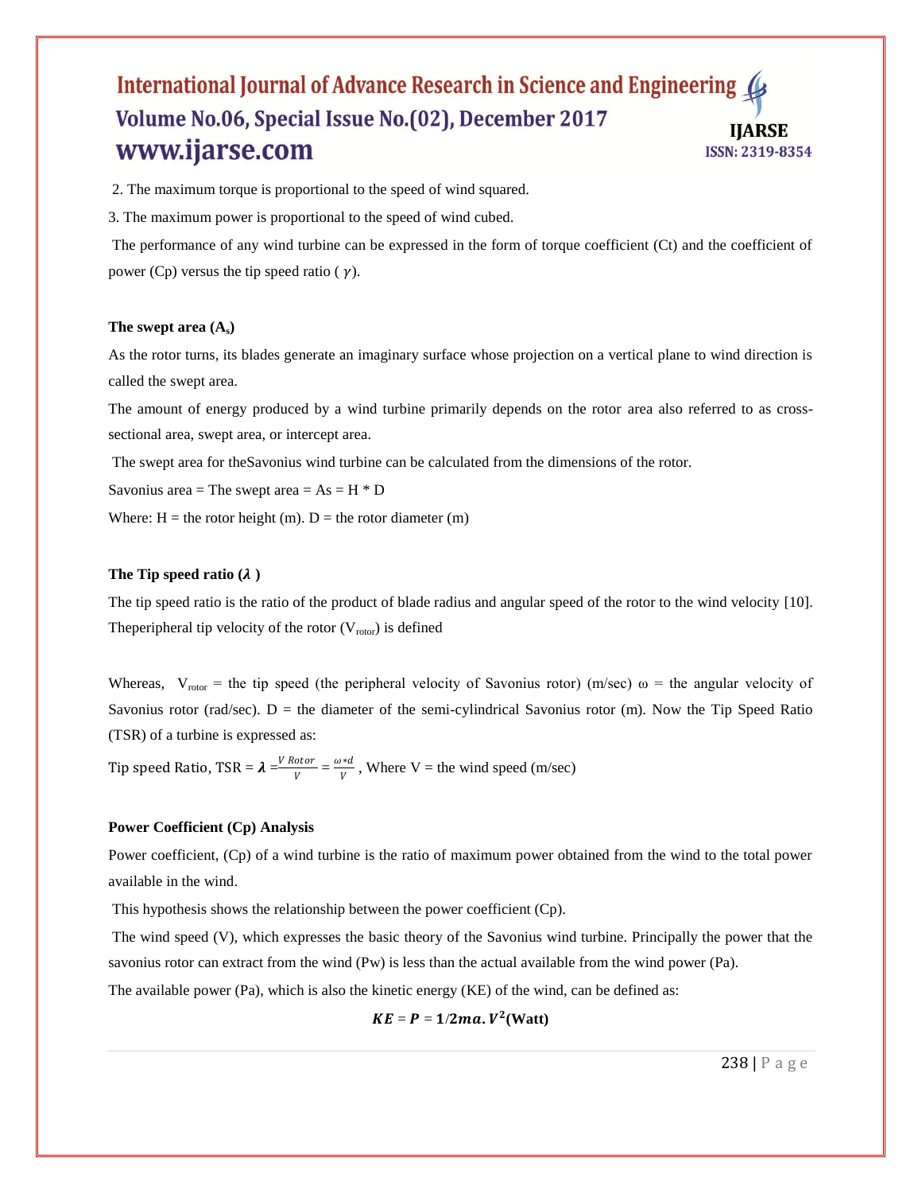2. The maximum torque is proportional to the speed of wind squared.

3. The maximum power is proportional to the speed of wind cubed.

The performance of any wind turbine can be expressed in the form of torque coefficient (Ct) and the coefficient of power (Cp) versus the tip speed ratio ( $\gamma$).

**The swept area ($A_s$)**

As the rotor turns, its blades generate an imaginary surface whose projection on a vertical plane to wind direction is called the swept area.

The amount of energy produced by a wind turbine primarily depends on the rotor area also referred to as cross-sectional area, swept area, or intercept area.

The swept area for theSavonius wind turbine can be calculated from the dimensions of the rotor.

Savonius area = The swept area = As = H * D

Where: H = the rotor height (m). D = the rotor diameter (m)

**The Tip speed ratio ($\lambda$ )**

The tip speed ratio is the ratio of the product of blade radius and angular speed of the rotor to the wind velocity [10]. Theperipheral tip velocity of the rotor ($V_{rotor}$) is defined

Whereas, $V_{rotor}$ = the tip speed (the peripheral velocity of Savonius rotor) (m/sec) ω = the angular velocity of Savonius rotor (rad/sec). D = the diameter of the semi-cylindrical Savonius rotor (m). Now the Tip Speed Ratio (TSR) of a turbine is expressed as:

Tip speed Ratio, TSR = $\boldsymbol{\lambda} = \frac{V\ Rotor}{V} = \frac{\omega * d}{V}$ , Where V = the wind speed (m/sec)

**Power Coefficient (Cp) Analysis**

Power coefficient, (Cp) of a wind turbine is the ratio of maximum power obtained from the wind to the total power available in the wind.

This hypothesis shows the relationship between the power coefficient (Cp).

The wind speed (V), which expresses the basic theory of the Savonius wind turbine. Principally the power that the savonius rotor can extract from the wind (Pw) is less than the actual available from the wind power (Pa).

The available power (Pa), which is also the kinetic energy (KE) of the wind, can be defined as:

$$\boldsymbol{KE} = \boldsymbol{P} = \mathbf{1/2}\boldsymbol{ma}.\boldsymbol{V}^{\mathbf{2}}(\textbf{Watt})$$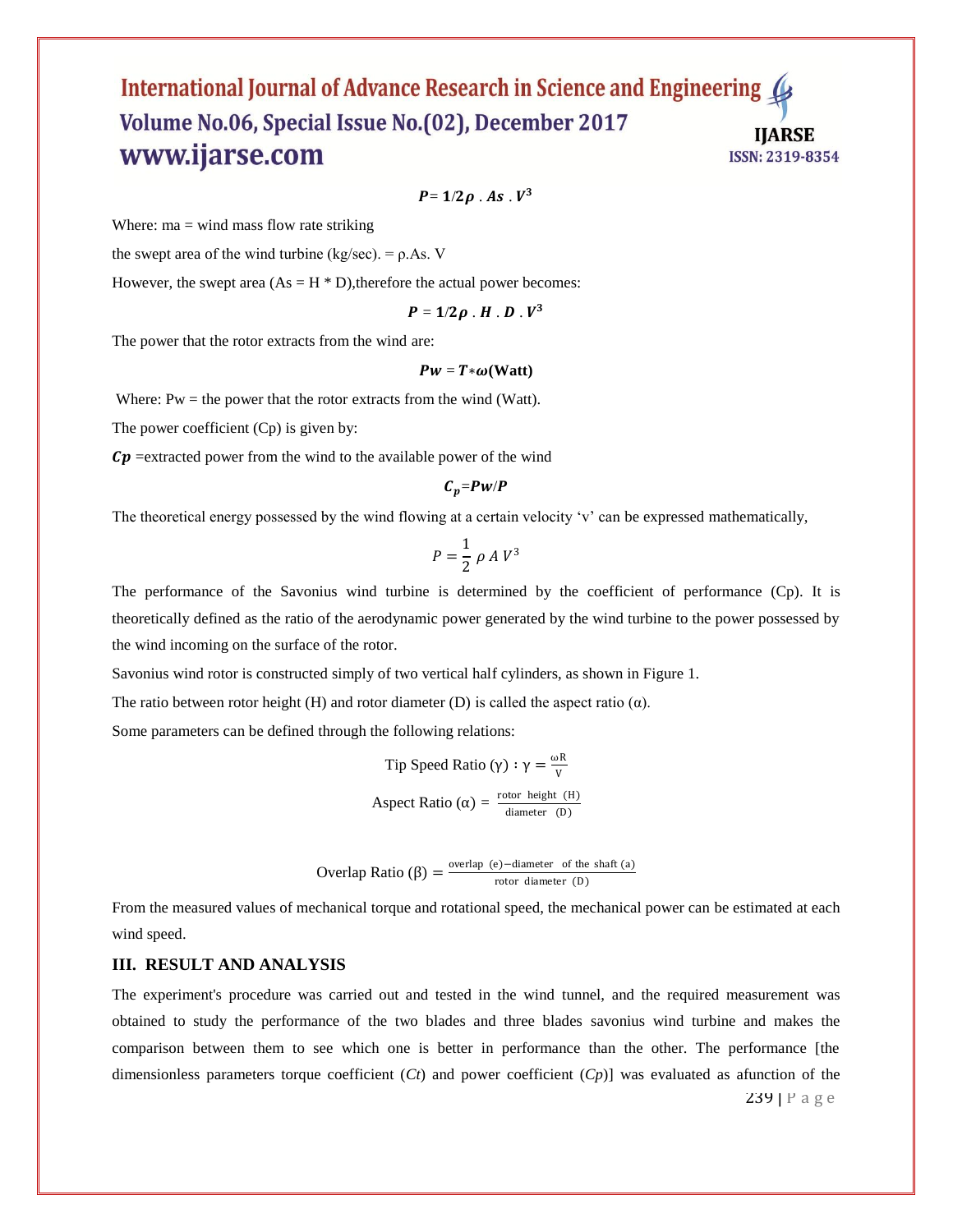$$P = 1/2\rho \; . \; As \; . \; V^3$$

Where: ma = wind mass flow rate striking

the swept area of the wind turbine (kg/sec). = ρ.As. V

However, the swept area (As = H * D),therefore the actual power becomes:

$$P = 1/2\rho \; . \; H \; . \; D \; . \; V^3$$

The power that the rotor extracts from the wind are:

$$Pw = T * \omega \text{(Watt)}$$

Where: Pw = the power that the rotor extracts from the wind (Watt).

The power coefficient (Cp) is given by:

$Cp$ =extracted power from the wind to the available power of the wind

$$C_p = Pw/P$$

The theoretical energy possessed by the wind flowing at a certain velocity 'v' can be expressed mathematically,

$$P = \frac{1}{2} \rho A V^3$$

The performance of the Savonius wind turbine is determined by the coefficient of performance (Cp). It is theoretically defined as the ratio of the aerodynamic power generated by the wind turbine to the power possessed by the wind incoming on the surface of the rotor.

Savonius wind rotor is constructed simply of two vertical half cylinders, as shown in Figure 1.

The ratio between rotor height (H) and rotor diameter (D) is called the aspect ratio (α).

Some parameters can be defined through the following relations:

$$\text{Tip Speed Ratio } (\gamma) : \gamma = \frac{\omega R}{V}$$

$$\text{Aspect Ratio } (\alpha) = \frac{\text{rotor height (H)}}{\text{diameter (D)}}$$

$$\text{Overlap Ratio } (\beta) = \frac{\text{overlap (e)} - \text{diameter of the shaft (a)}}{\text{rotor diameter (D)}}$$

From the measured values of mechanical torque and rotational speed, the mechanical power can be estimated at each wind speed.

## III. RESULT AND ANALYSIS

The experiment's procedure was carried out and tested in the wind tunnel, and the required measurement was obtained to study the performance of the two blades and three blades savonius wind turbine and makes the comparison between them to see which one is better in performance than the other. The performance [the dimensionless parameters torque coefficient (*Ct*) and power coefficient (*Cp*)] was evaluated as afunction of the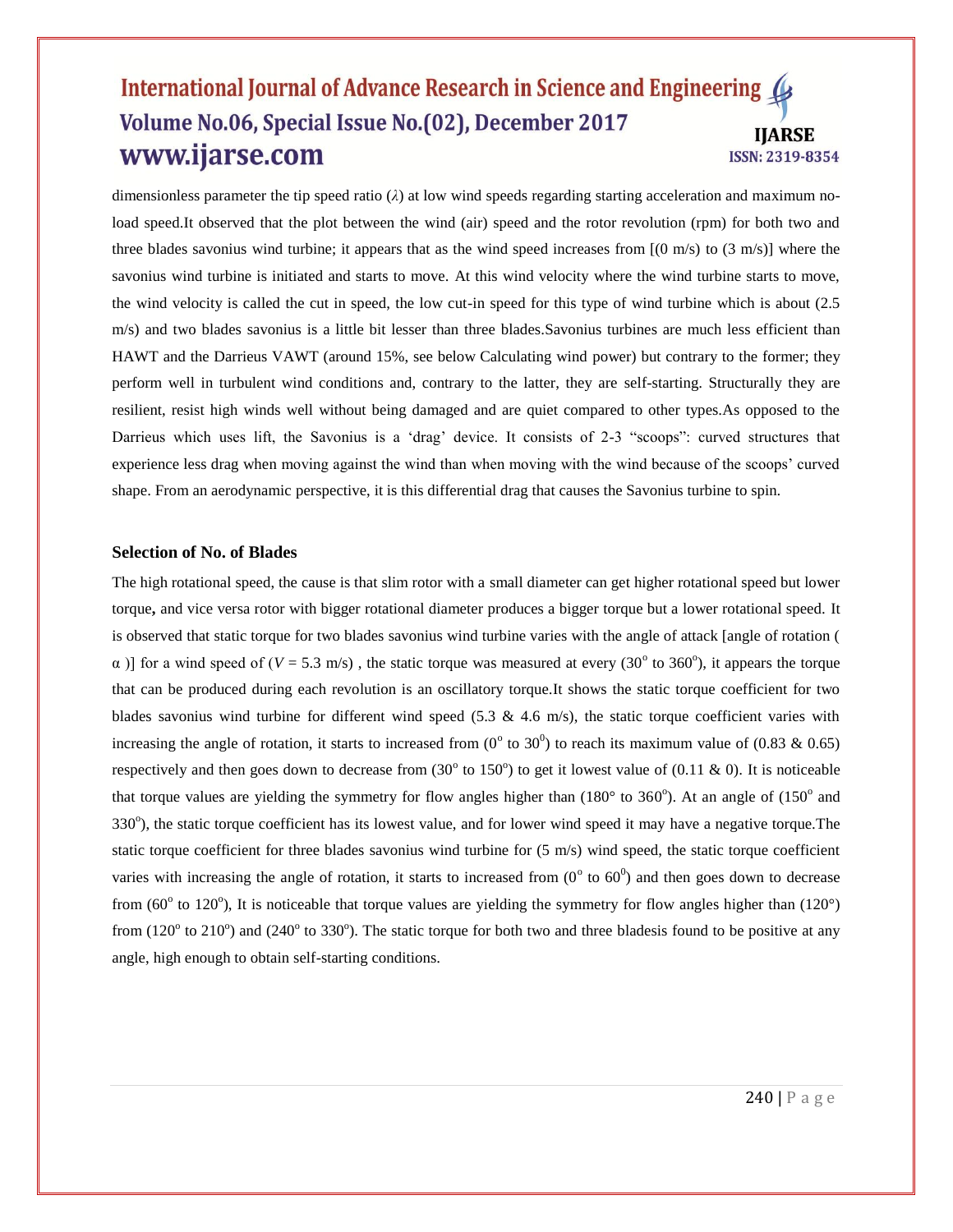dimensionless parameter the tip speed ratio ($\lambda$) at low wind speeds regarding starting acceleration and maximum no-load speed.It observed that the plot between the wind (air) speed and the rotor revolution (rpm) for both two and three blades savonius wind turbine; it appears that as the wind speed increases from [(0 m/s) to (3 m/s)] where the savonius wind turbine is initiated and starts to move. At this wind velocity where the wind turbine starts to move, the wind velocity is called the cut in speed, the low cut-in speed for this type of wind turbine which is about (2.5 m/s) and two blades savonius is a little bit lesser than three blades.Savonius turbines are much less efficient than HAWT and the Darrieus VAWT (around 15%, see below Calculating wind power) but contrary to the former; they perform well in turbulent wind conditions and, contrary to the latter, they are self-starting. Structurally they are resilient, resist high winds well without being damaged and are quiet compared to other types.As opposed to the Darrieus which uses lift, the Savonius is a 'drag' device. It consists of 2-3 "scoops": curved structures that experience less drag when moving against the wind than when moving with the wind because of the scoops' curved shape. From an aerodynamic perspective, it is this differential drag that causes the Savonius turbine to spin.

### Selection of No. of Blades

The high rotational speed, the cause is that slim rotor with a small diameter can get higher rotational speed but lower torque**,** and vice versa rotor with bigger rotational diameter produces a bigger torque but a lower rotational speed. It is observed that static torque for two blades savonius wind turbine varies with the angle of attack [angle of rotation ( $\alpha$ )] for a wind speed of ($V$ = 5.3 m/s) , the static torque was measured at every ($30^o$ to $360^o$), it appears the torque that can be produced during each revolution is an oscillatory torque.It shows the static torque coefficient for two blades savonius wind turbine for different wind speed (5.3 & 4.6 m/s), the static torque coefficient varies with increasing the angle of rotation, it starts to increased from ($0^o$ to $30^0$) to reach its maximum value of (0.83 & 0.65) respectively and then goes down to decrease from ($30^o$ to $150^o$) to get it lowest value of (0.11 & 0). It is noticeable that torque values are yielding the symmetry for flow angles higher than ($180°$ to $360^o$). At an angle of ($150^o$ and $330^o$), the static torque coefficient has its lowest value, and for lower wind speed it may have a negative torque.The static torque coefficient for three blades savonius wind turbine for (5 m/s) wind speed, the static torque coefficient varies with increasing the angle of rotation, it starts to increased from ($0^o$ to $60^0$) and then goes down to decrease from ($60^o$ to $120^o$), It is noticeable that torque values are yielding the symmetry for flow angles higher than ($120°$) from ($120^o$ to $210^o$) and ($240^o$ to $330^o$). The static torque for both two and three bladesis found to be positive at any angle, high enough to obtain self-starting conditions.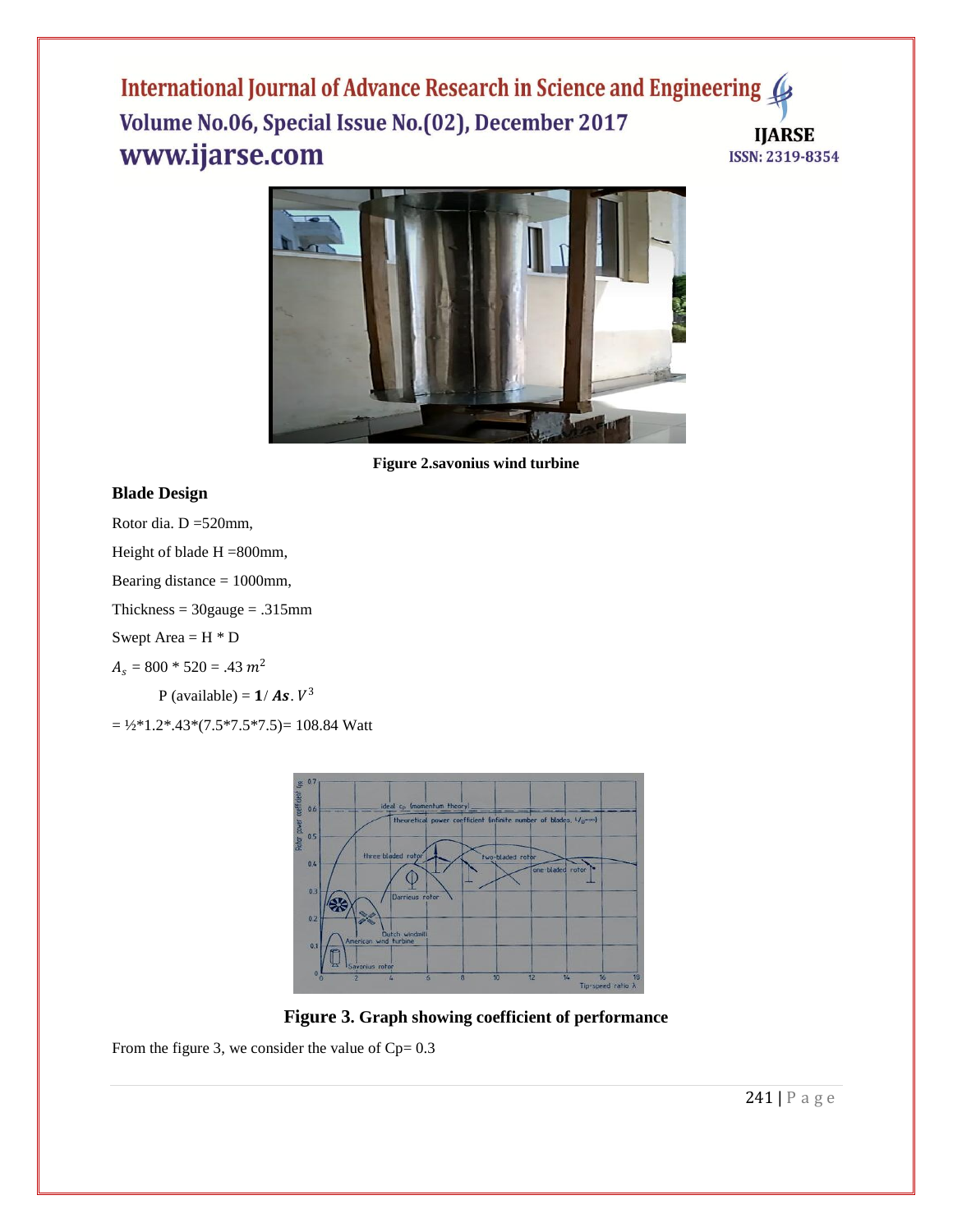Figure 2.savonius wind turbine

### Blade Design

Rotor dia. D =520mm,

Height of blade H =800mm,

Bearing distance = 1000mm,

Thickness = 30gauge = .315mm

Swept Area = H * D

$A_s$ = 800 * 520 = .43 $m^2$

P (available) = $\mathbf{1}/\,\boldsymbol{As}.\,V^3$

= ½*1.2*.43*(7.5*7.5*7.5)= 108.84 Watt

**Figure 3. Graph showing coefficient of performance**

From the figure 3, we consider the value of Cp= 0.3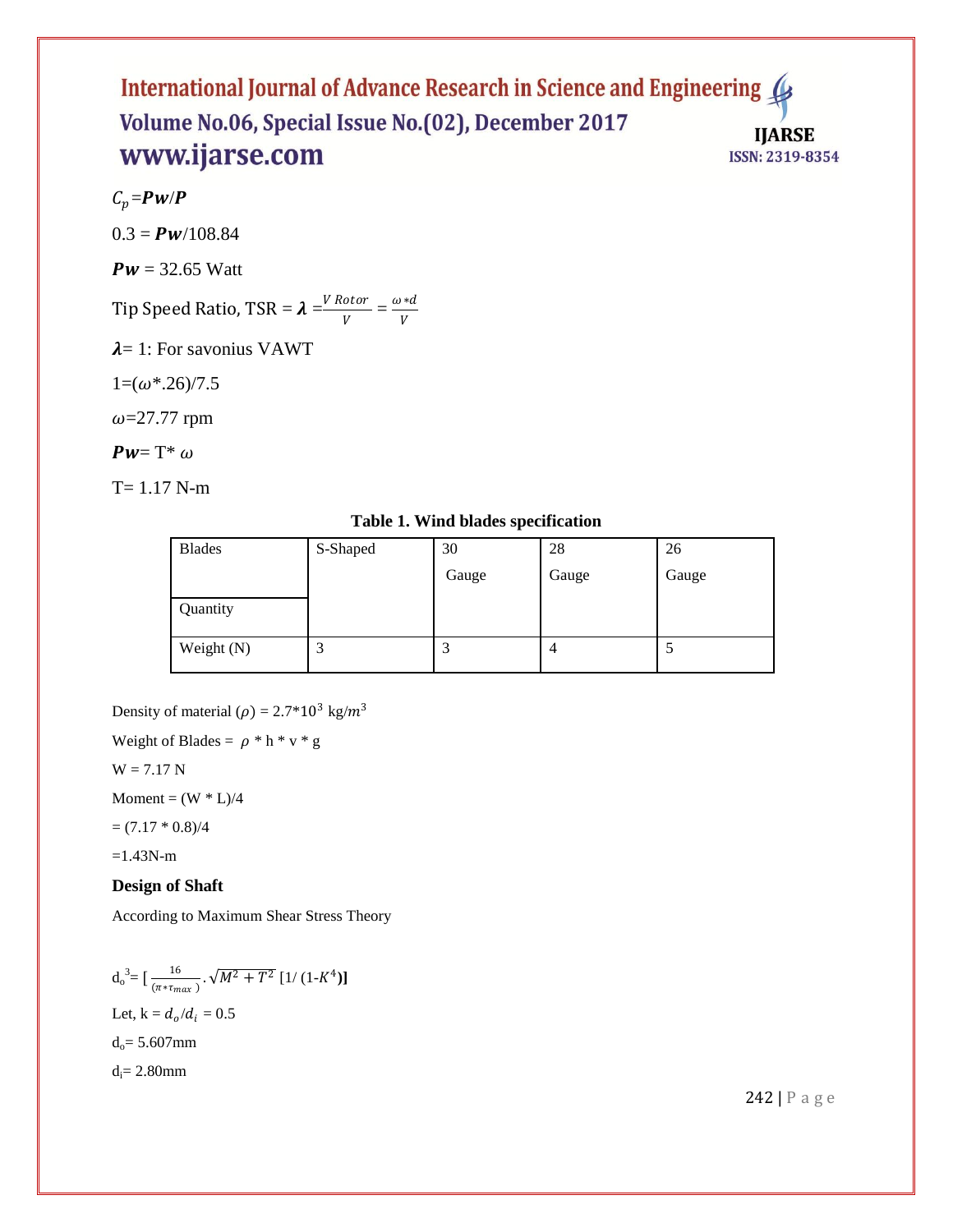$C_p = \boldsymbol{Pw}/\boldsymbol{P}$

$0.3 = \boldsymbol{Pw}/108.84$

$\boldsymbol{Pw} = 32.65$ Watt

Tip Speed Ratio, TSR = $\boldsymbol{\lambda} = \frac{V\ Rotor}{V} = \frac{\omega * d}{V}$

$\boldsymbol{\lambda}$= 1: For savonius VAWT

$1=(\omega*.26)/7.5$

$\omega$=27.77 rpm

$\boldsymbol{Pw}$= T* $\omega$

T= 1.17 N-m

**Table 1. Wind blades specification**

| Blades | S-Shaped | 30 Gauge | 28 Gauge | 26 Gauge |
|---|---|---|---|---|
| Quantity | | | | |
| Weight (N) | 3 | 3 | 4 | 5 |

Density of material ($\rho$) = $2.7*10^3$ kg/$m^3$

Weight of Blades = $\rho$ * h * v * g

W = 7.17 N

Moment = (W * L)/4

= (7.17 * 0.8)/4

=1.43N-m

**Design of Shaft**

According to Maximum Shear Stress Theory

$$d_o^3 = \left[\frac{16}{(\pi * \tau_{max})} \cdot \sqrt{M^2 + T^2}\ [1/(1-K^4)]\right]$$

Let, k = $d_o/d_i$ = 0.5

$d_o$= 5.607mm

$d_i$= 2.80mm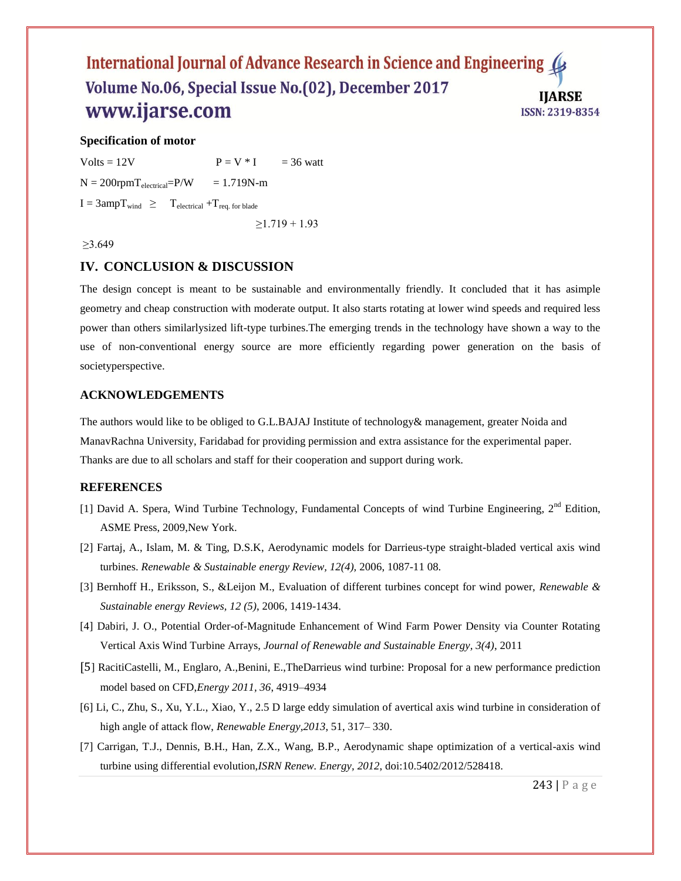**Specification of motor**

Volts = 12V $\quad$ $P = V * I$ $\quad$ = 36 watt

N = 200rpm$T_{electrical}$=P/W $\quad$ = 1.719N-m

I = 3amp$T_{wind}$ $\geq$ $T_{electrical}$ +$T_{req.\ for\ blade}$

$\geq$1.719 + 1.93

$\geq$3.649

## IV. CONCLUSION & DISCUSSION

The design concept is meant to be sustainable and environmentally friendly. It concluded that it has asimple geometry and cheap construction with moderate output. It also starts rotating at lower wind speeds and required less power than others similarlysized lift-type turbines.The emerging trends in the technology have shown a way to the use of non-conventional energy source are more efficiently regarding power generation on the basis of societyperspective.

### ACKNOWLEDGEMENTS

The authors would like to be obliged to G.L.BAJAJ Institute of technology& management, greater Noida and ManavRachna University, Faridabad for providing permission and extra assistance for the experimental paper. Thanks are due to all scholars and staff for their cooperation and support during work.

### REFERENCES

[1] David A. Spera, Wind Turbine Technology, Fundamental Concepts of wind Turbine Engineering, 2nd Edition, ASME Press, 2009,New York.

[2] Fartaj, A., Islam, M. & Ting, D.S.K, Aerodynamic models for Darrieus-type straight-bladed vertical axis wind turbines. *Renewable & Sustainable energy Review, 12(4),* 2006, 1087-11 08.

[3] Bernhoff H., Eriksson, S., &Leijon M., Evaluation of different turbines concept for wind power, *Renewable & Sustainable energy Reviews, 12 (5)*, 2006, 1419-1434.

[4] Dabiri, J. O., Potential Order-of-Magnitude Enhancement of Wind Farm Power Density via Counter Rotating Vertical Axis Wind Turbine Arrays, *Journal of Renewable and Sustainable Energy, 3(4)*, 2011

[5] RacitiCastelli, M., Englaro, A.,Benini, E.,TheDarrieus wind turbine: Proposal for a new performance prediction model based on CFD,*Energy 2011, 36*, 4919–4934

[6] Li, C., Zhu, S., Xu, Y.L., Xiao, Y., 2.5 D large eddy simulation of avertical axis wind turbine in consideration of high angle of attack flow, *Renewable Energy,2013*, 51, 317– 330.

[7] Carrigan, T.J., Dennis, B.H., Han, Z.X., Wang, B.P., Aerodynamic shape optimization of a vertical-axis wind turbine using differential evolution,*ISRN Renew. Energy, 2012*, doi:10.5402/2012/528418.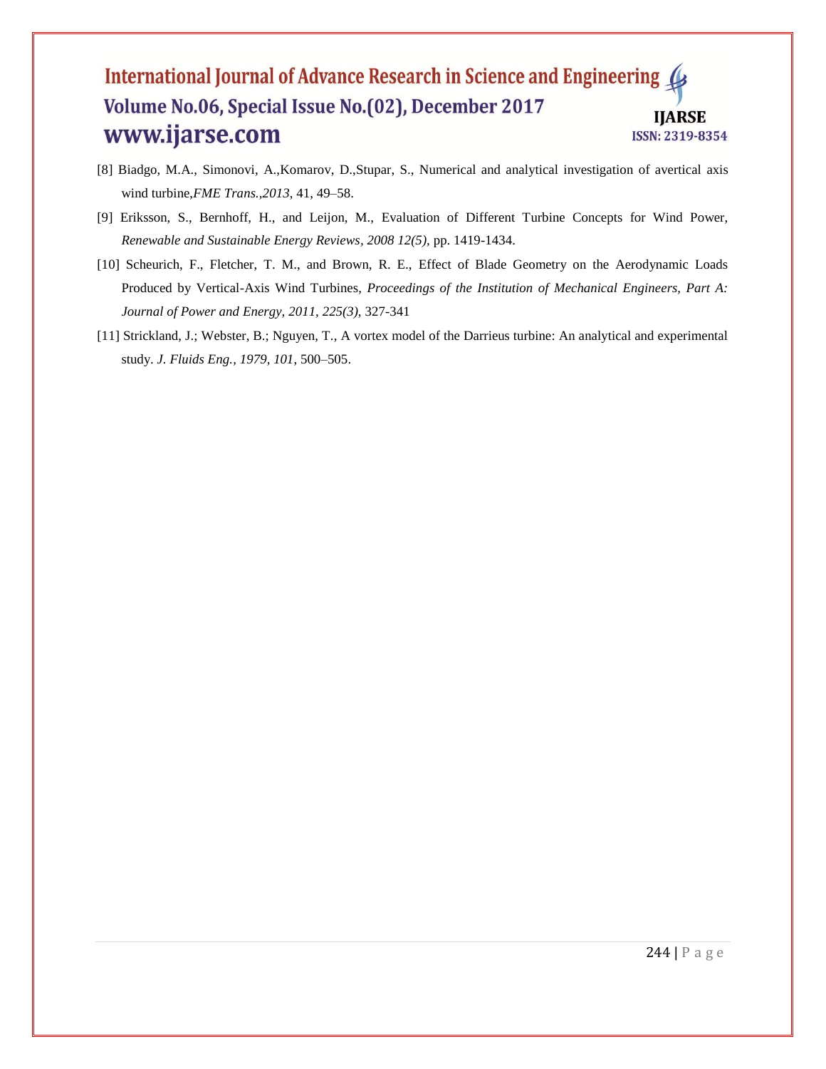[8] Biadgo, M.A., Simonovi, A.,Komarov, D.,Stupar, S., Numerical and analytical investigation of avertical axis wind turbine,*FME Trans.,2013*, 41, 49–58.

[9] Eriksson, S., Bernhoff, H., and Leijon, M., Evaluation of Different Turbine Concepts for Wind Power, *Renewable and Sustainable Energy Reviews, 2008 12(5),* pp. 1419-1434.

[10] Scheurich, F., Fletcher, T. M., and Brown, R. E., Effect of Blade Geometry on the Aerodynamic Loads Produced by Vertical-Axis Wind Turbines, *Proceedings of the Institution of Mechanical Engineers, Part A: Journal of Power and Energy, 2011, 225(3),* 327-341

[11] Strickland, J.; Webster, B.; Nguyen, T., A vortex model of the Darrieus turbine: An analytical and experimental study. *J. Fluids Eng., 1979, 101*, 500–505.